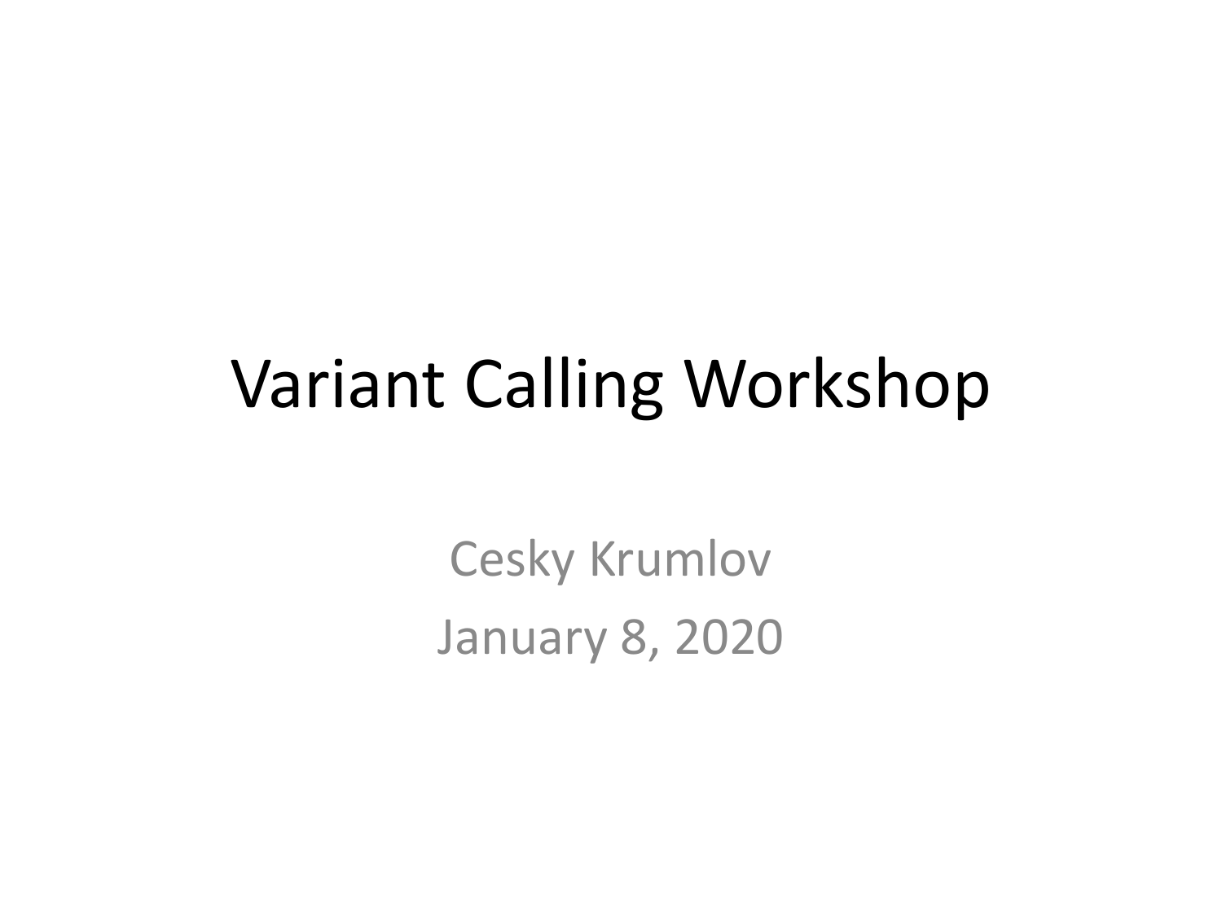# Variant Calling Workshop

Cesky Krumlov

January 8, 2020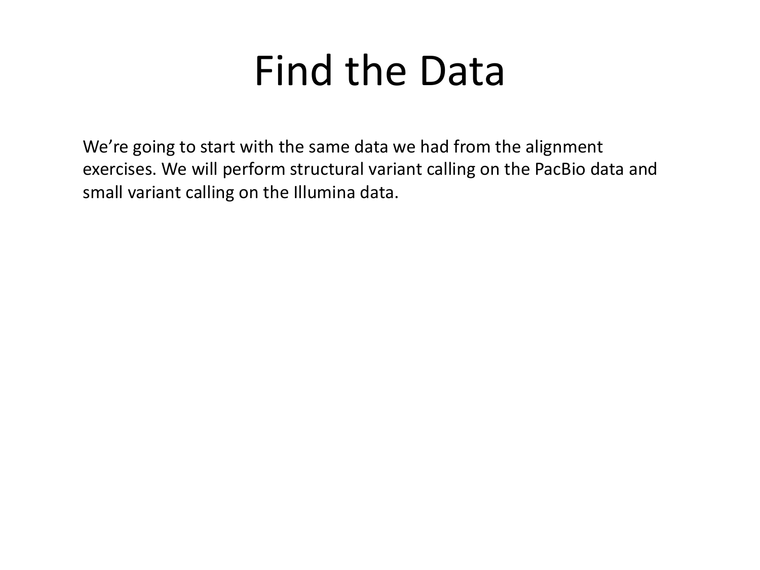# Find the Data

We're going to start with the same data we had from the alignment exercises. We will perform structural variant calling on the PacBio data and small variant calling on the Illumina data.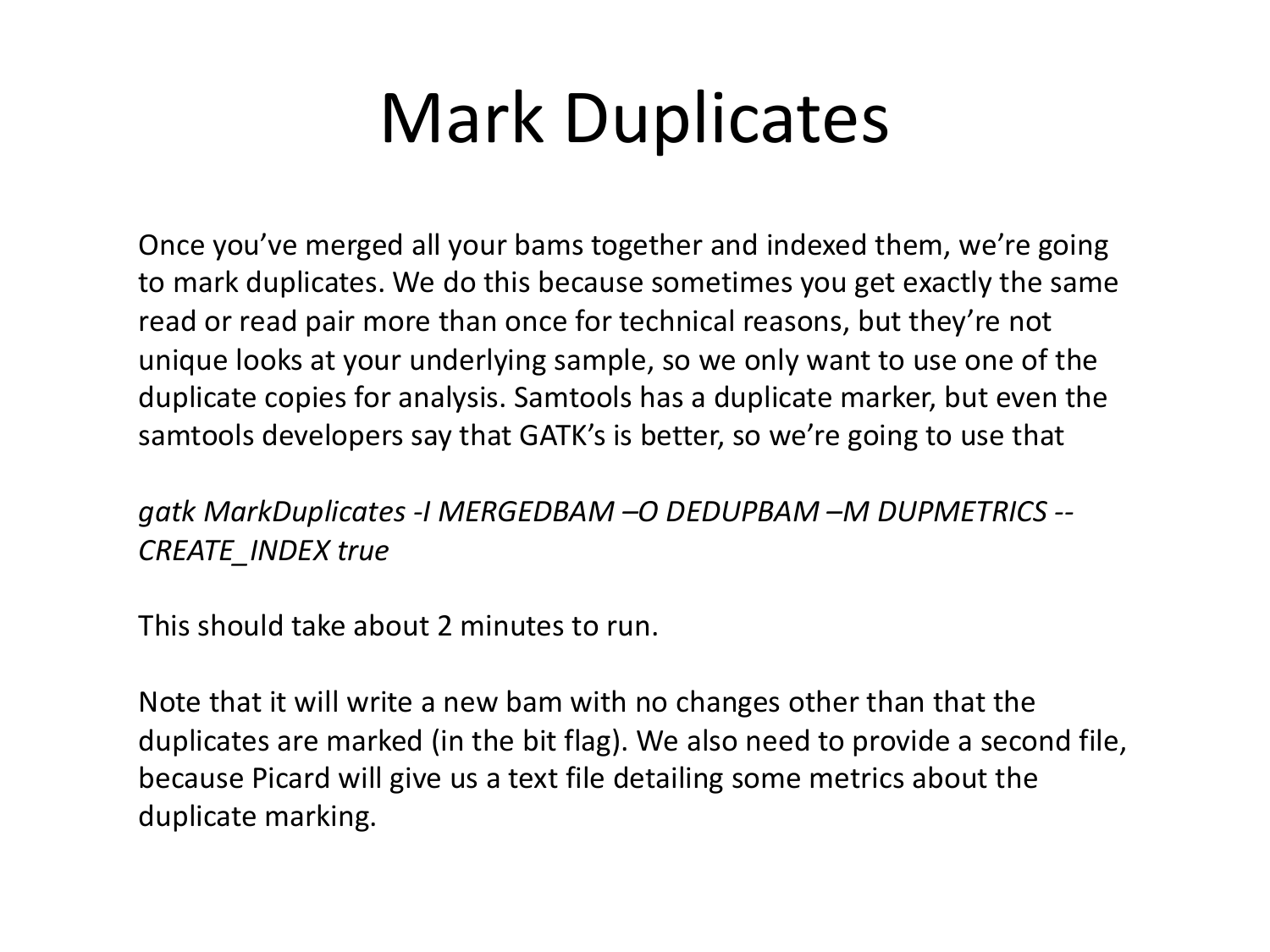# Mark Duplicates

Once you've merged all your bams together and indexed them, we're going to mark duplicates. We do this because sometimes you get exactly the same read or read pair more than once for technical reasons, but they're not unique looks at your underlying sample, so we only want to use one of the duplicate copies for analysis. Samtools has a duplicate marker, but even the samtools developers say that GATK's is better, so we're going to use that

*gatk MarkDuplicates -I MERGEDBAM –O DEDUPBAM –M DUPMETRICS --CREATE_INDEX true*

This should take about 2 minutes to run.

Note that it will write a new bam with no changes other than that the duplicates are marked (in the bit flag). We also need to provide a second file, because Picard will give us a text file detailing some metrics about the duplicate marking.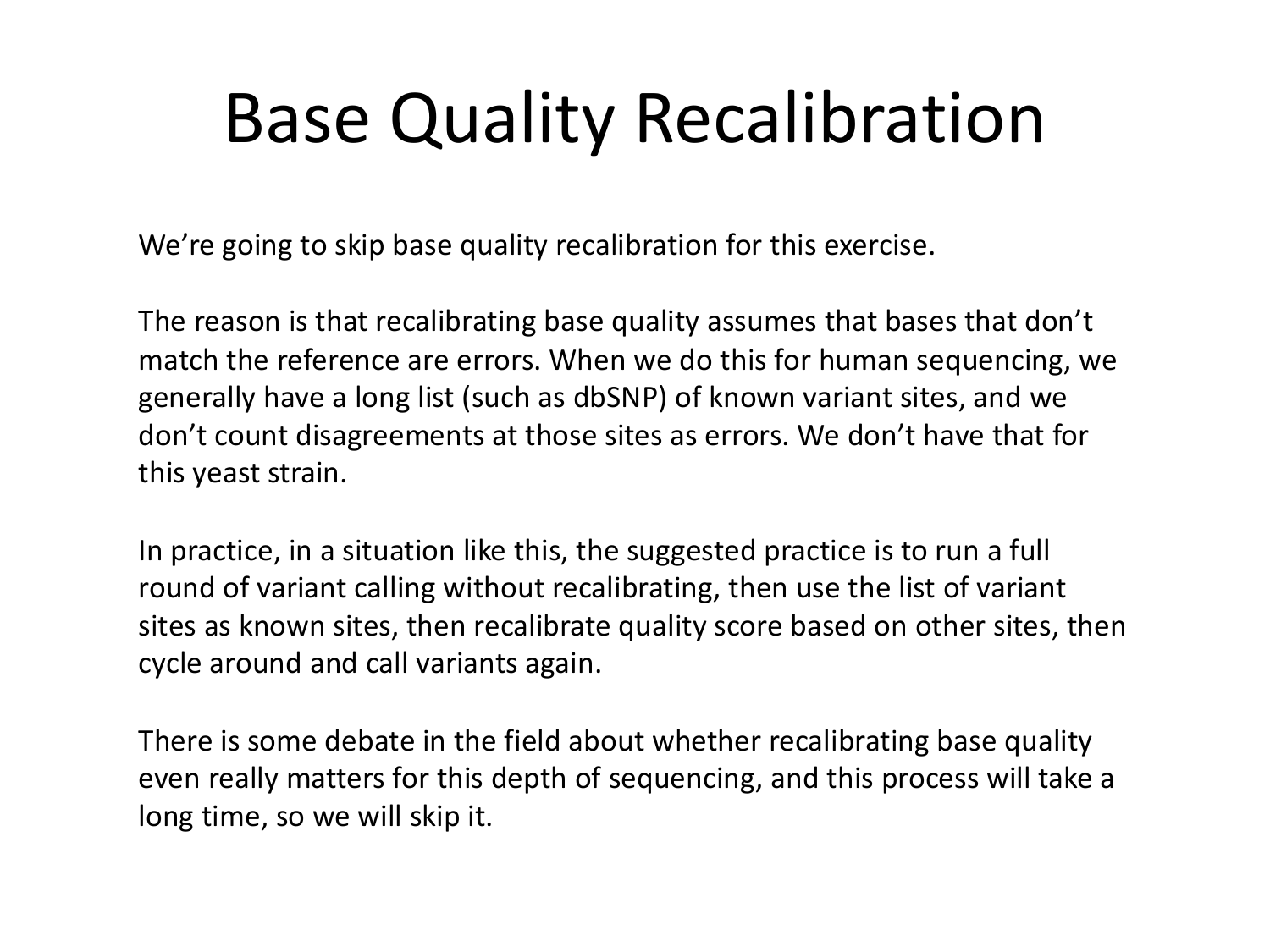# Base Quality Recalibration

We're going to skip base quality recalibration for this exercise.

The reason is that recalibrating base quality assumes that bases that don't match the reference are errors. When we do this for human sequencing, we generally have a long list (such as dbSNP) of known variant sites, and we don't count disagreements at those sites as errors. We don't have that for this yeast strain.

In practice, in a situation like this, the suggested practice is to run a full round of variant calling without recalibrating, then use the list of variant sites as known sites, then recalibrate quality score based on other sites, then cycle around and call variants again.

There is some debate in the field about whether recalibrating base quality even really matters for this depth of sequencing, and this process will take a long time, so we will skip it.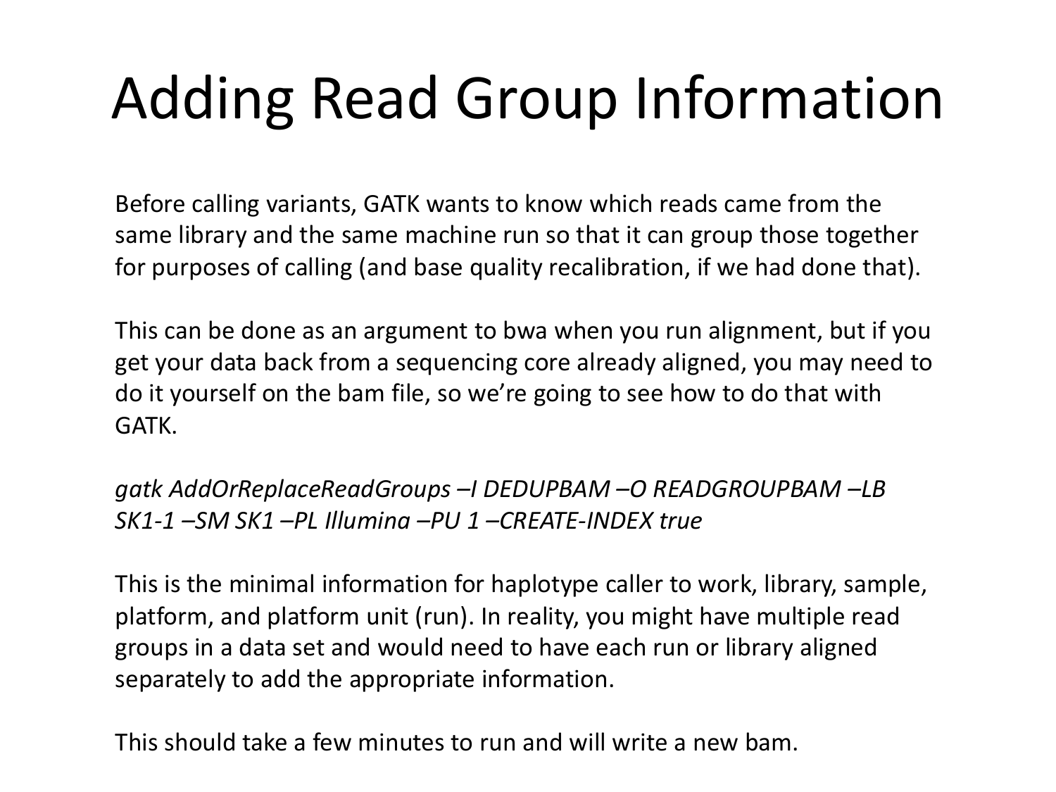# Adding Read Group Information

Before calling variants, GATK wants to know which reads came from the same library and the same machine run so that it can group those together for purposes of calling (and base quality recalibration, if we had done that).

This can be done as an argument to bwa when you run alignment, but if you get your data back from a sequencing core already aligned, you may need to do it yourself on the bam file, so we're going to see how to do that with GATK.

*gatk AddOrReplaceReadGroups –I DEDUPBAM –O READGROUPBAM –LB SK1-1 –SM SK1 –PL Illumina –PU 1 –CREATE-INDEX true*

This is the minimal information for haplotype caller to work, library, sample, platform, and platform unit (run). In reality, you might have multiple read groups in a data set and would need to have each run or library aligned separately to add the appropriate information.

This should take a few minutes to run and will write a new bam.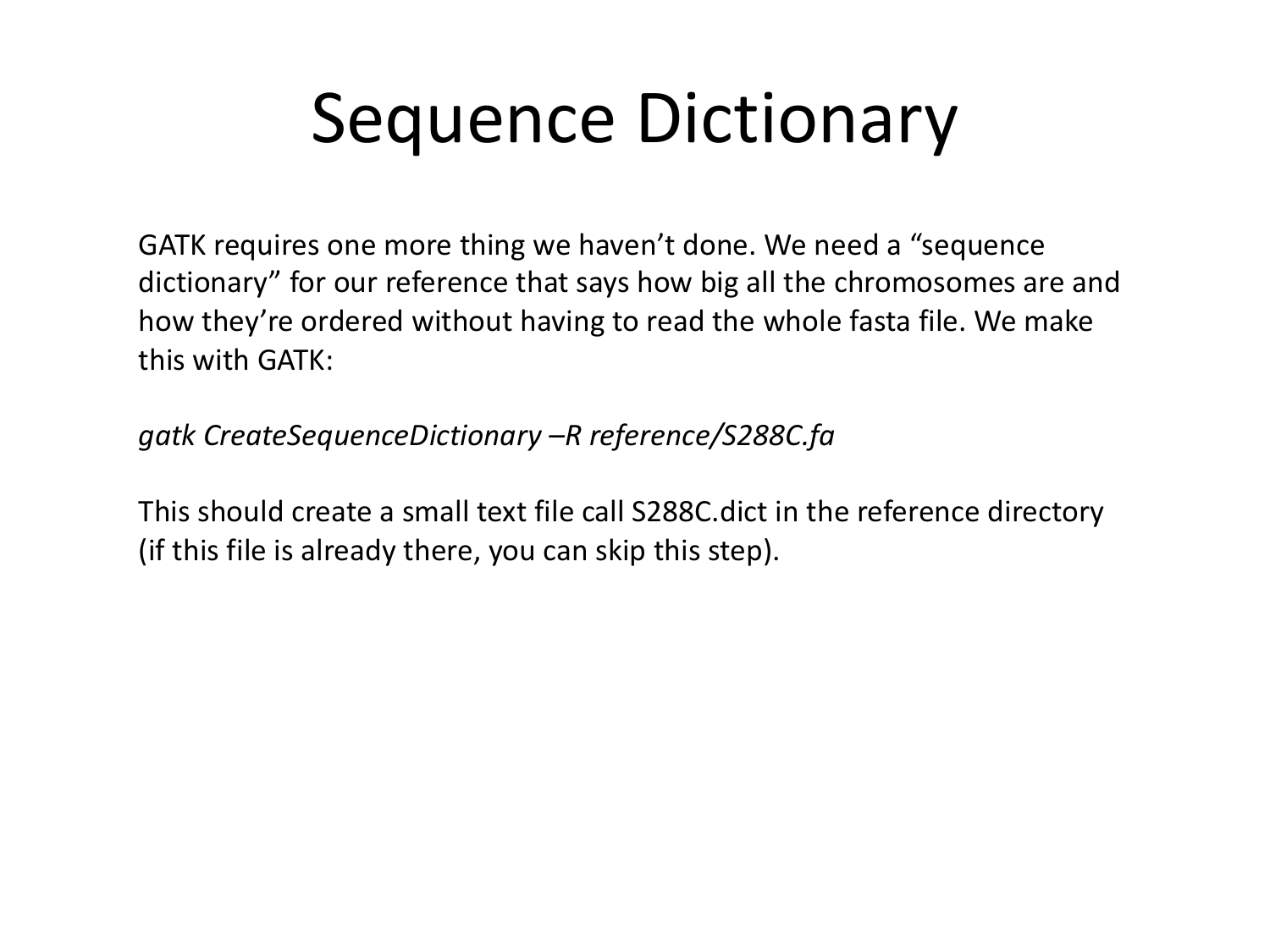# Sequence Dictionary

GATK requires one more thing we haven't done. We need a "sequence dictionary" for our reference that says how big all the chromosomes are and how they're ordered without having to read the whole fasta file. We make this with GATK:

*gatk CreateSequenceDictionary –R reference/S288C.fa*

This should create a small text file call S288C.dict in the reference directory (if this file is already there, you can skip this step).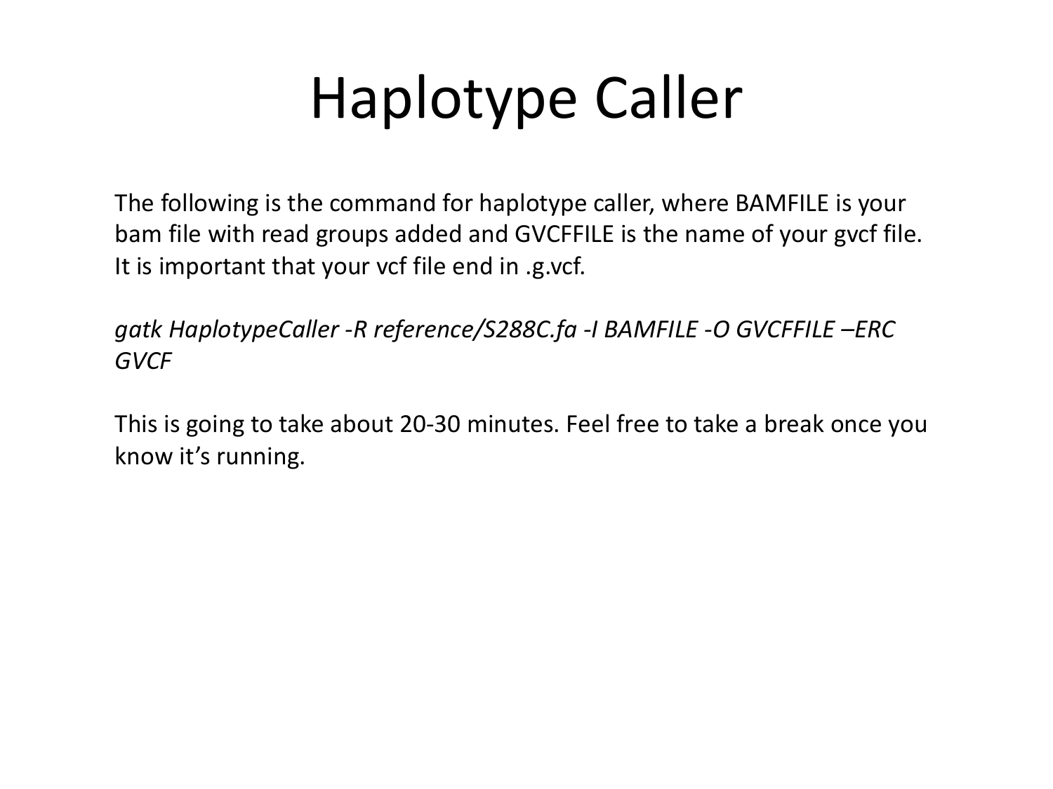# Haplotype Caller

The following is the command for haplotype caller, where BAMFILE is your bam file with read groups added and GVCFFILE is the name of your gvcf file. It is important that your vcf file end in .g.vcf.

*gatk HaplotypeCaller -R reference/S288C.fa -I BAMFILE -O GVCFFILE –ERC GVCF*

This is going to take about 20-30 minutes. Feel free to take a break once you know it's running.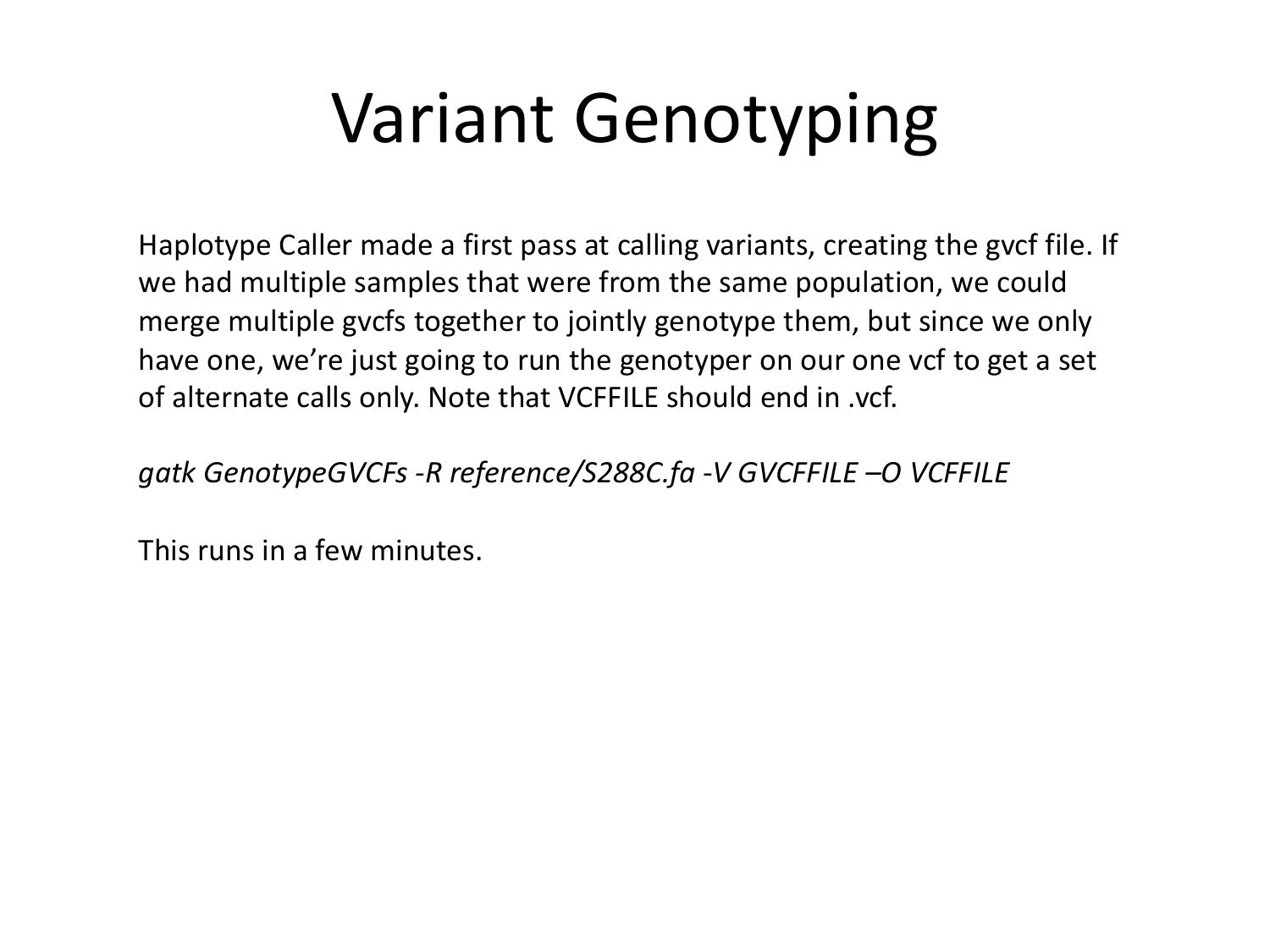# Variant Genotyping

Haplotype Caller made a first pass at calling variants, creating the gvcf file. If we had multiple samples that were from the same population, we could merge multiple gvcfs together to jointly genotype them, but since we only have one, we're just going to run the genotyper on our one vcf to get a set of alternate calls only. Note that VCFFILE should end in .vcf.

*gatk GenotypeGVCFs -R reference/S288C.fa -V GVCFFILE –O VCFFILE*

This runs in a few minutes.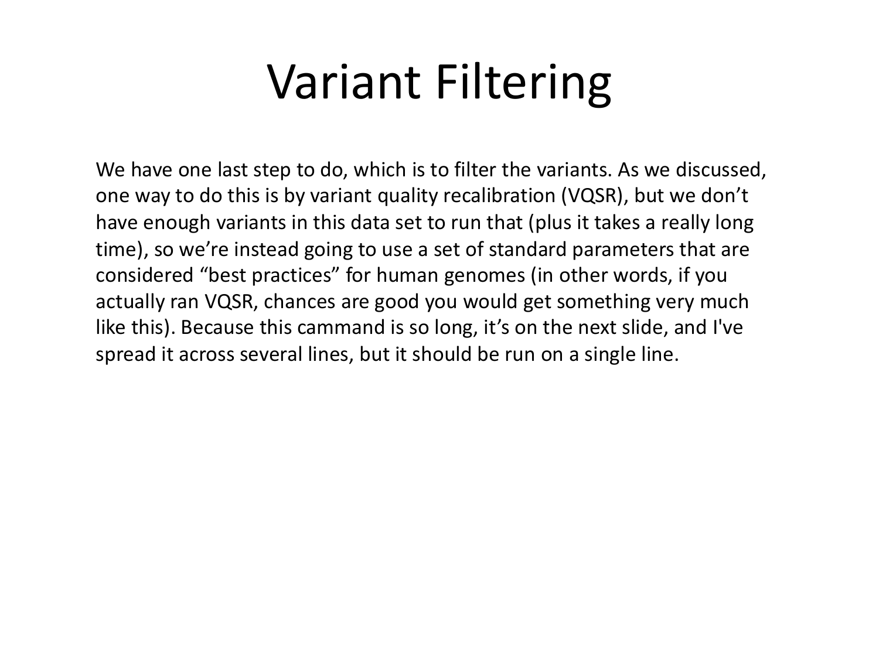# Variant Filtering

We have one last step to do, which is to filter the variants. As we discussed, one way to do this is by variant quality recalibration (VQSR), but we don't have enough variants in this data set to run that (plus it takes a really long time), so we're instead going to use a set of standard parameters that are considered "best practices" for human genomes (in other words, if you actually ran VQSR, chances are good you would get something very much like this). Because this cammand is so long, it's on the next slide, and I've spread it across several lines, but it should be run on a single line.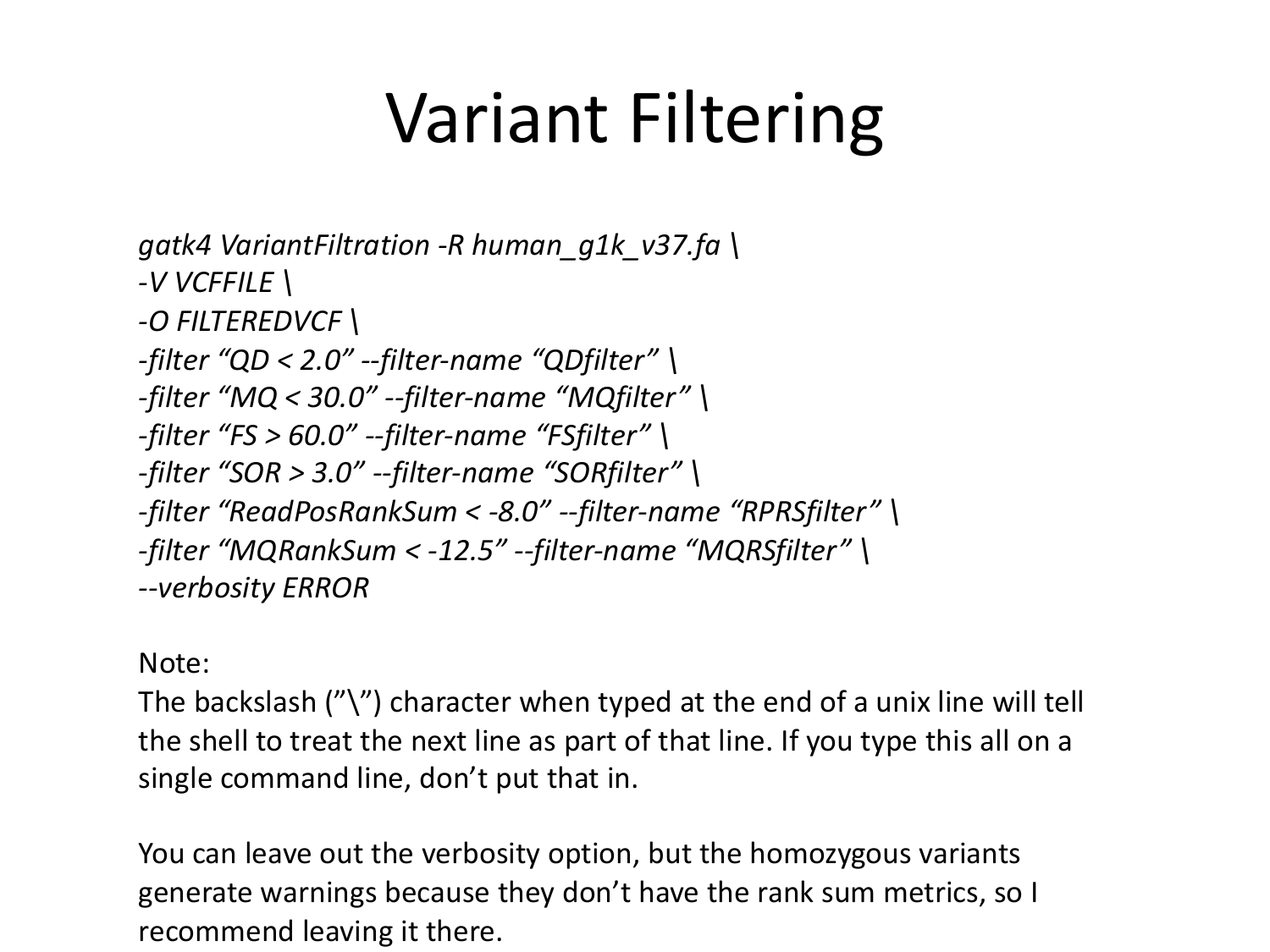# Variant Filtering

```
gatk4 VariantFiltration -R human_g1k_v37.fa \
-V VCFFILE \
-O FILTEREDVCF \
-filter “QD < 2.0” --filter-name “QDfilter” \
-filter “MQ < 30.0” --filter-name “MQfilter” \
-filter “FS > 60.0” --filter-name “FSfilter” \
-filter “SOR > 3.0” --filter-name “SORfilter” \
-filter “ReadPosRankSum < -8.0” --filter-name “RPRSfilter” \
-filter “MQRankSum < -12.5” --filter-name “MQRSfilter” \
--verbosity ERROR
```

Note:
The backslash (”\”) character when typed at the end of a unix line will tell the shell to treat the next line as part of that line. If you type this all on a single command line, don’t put that in.

You can leave out the verbosity option, but the homozygous variants generate warnings because they don’t have the rank sum metrics, so I recommend leaving it there.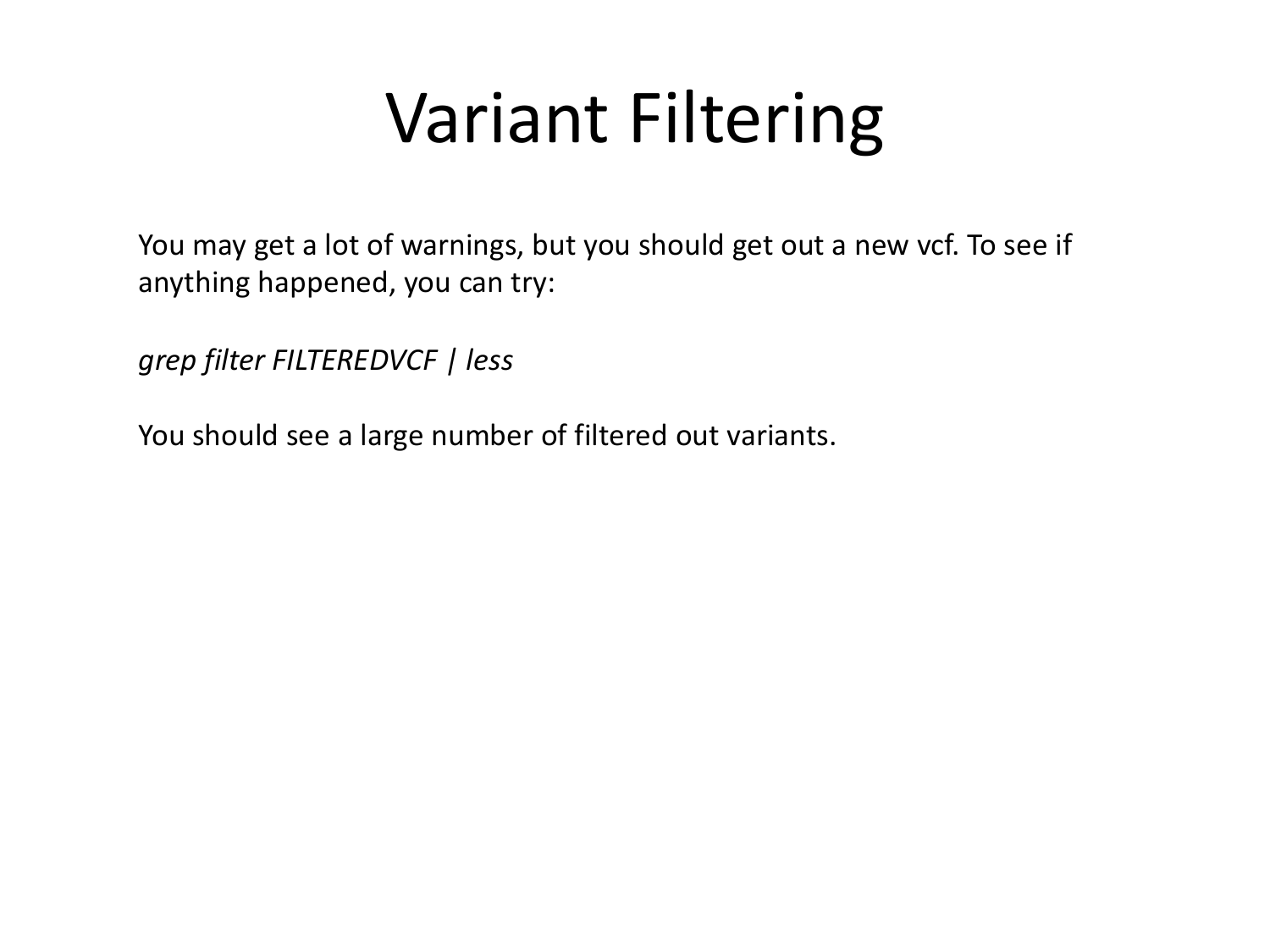# Variant Filtering

You may get a lot of warnings, but you should get out a new vcf. To see if anything happened, you can try:

*grep filter FILTEREDVCF | less*

You should see a large number of filtered out variants.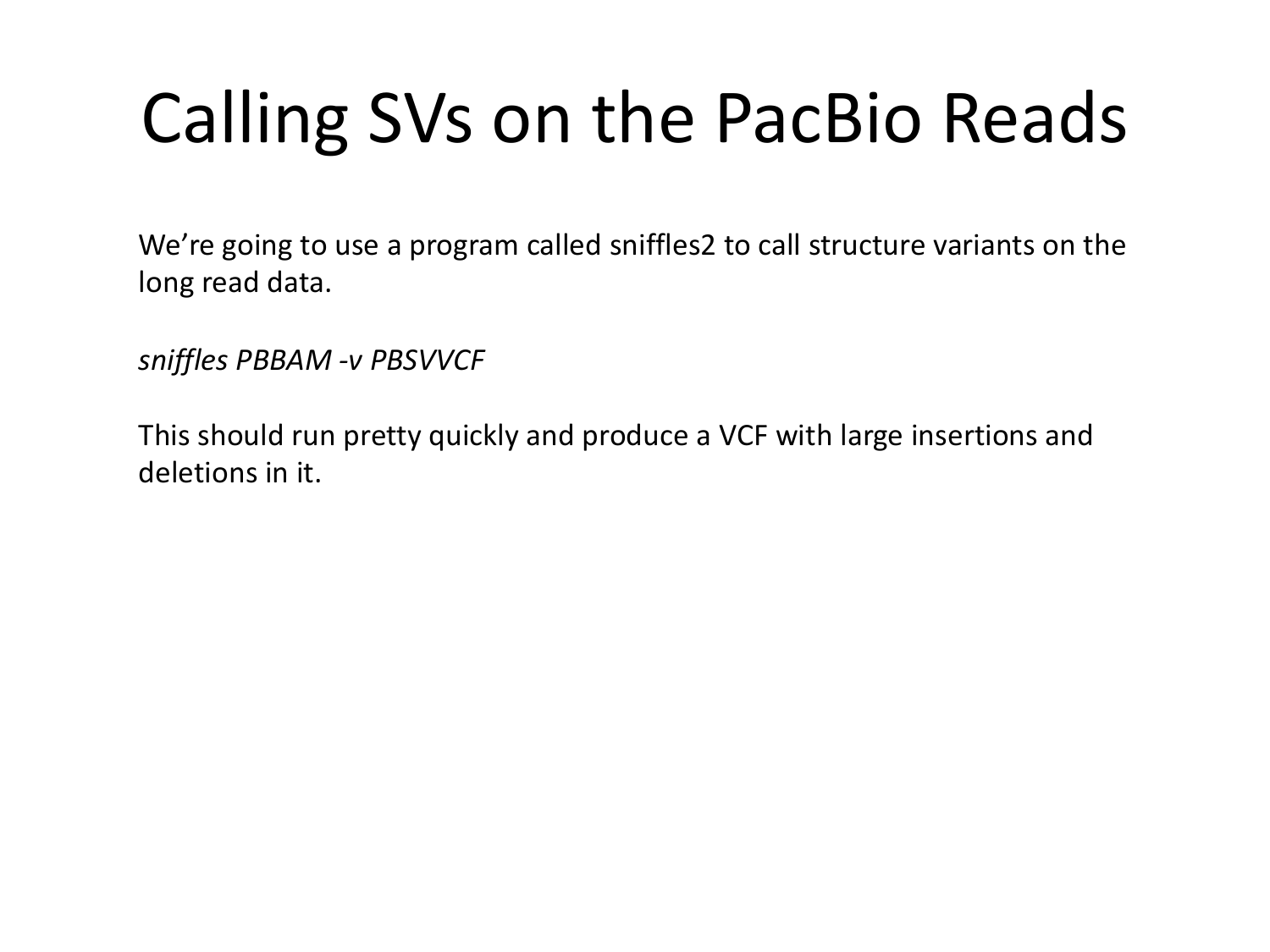# Calling SVs on the PacBio Reads

We're going to use a program called sniffles2 to call structure variants on the long read data.

*sniffles PBBAM -v PBSVVCF*

This should run pretty quickly and produce a VCF with large insertions and deletions in it.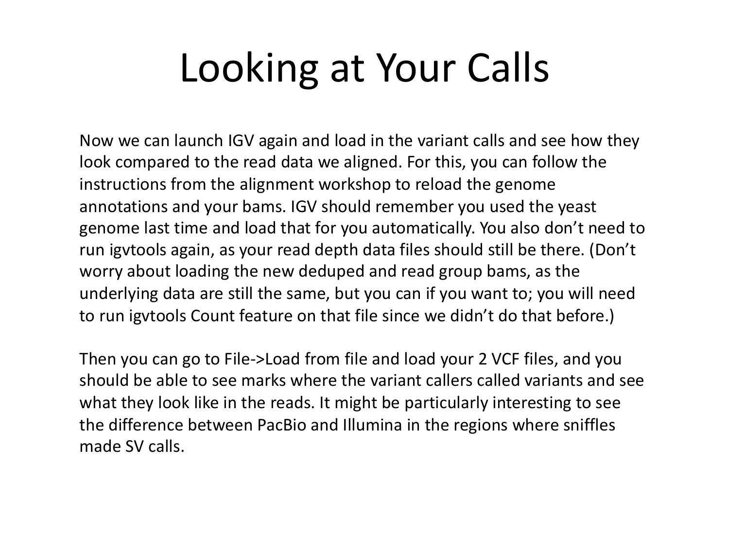# Looking at Your Calls

Now we can launch IGV again and load in the variant calls and see how they look compared to the read data we aligned. For this, you can follow the instructions from the alignment workshop to reload the genome annotations and your bams. IGV should remember you used the yeast genome last time and load that for you automatically. You also don't need to run igvtools again, as your read depth data files should still be there. (Don't worry about loading the new deduped and read group bams, as the underlying data are still the same, but you can if you want to; you will need to run igvtools Count feature on that file since we didn't do that before.)

Then you can go to File->Load from file and load your 2 VCF files, and you should be able to see marks where the variant callers called variants and see what they look like in the reads. It might be particularly interesting to see the difference between PacBio and Illumina in the regions where sniffles made SV calls.